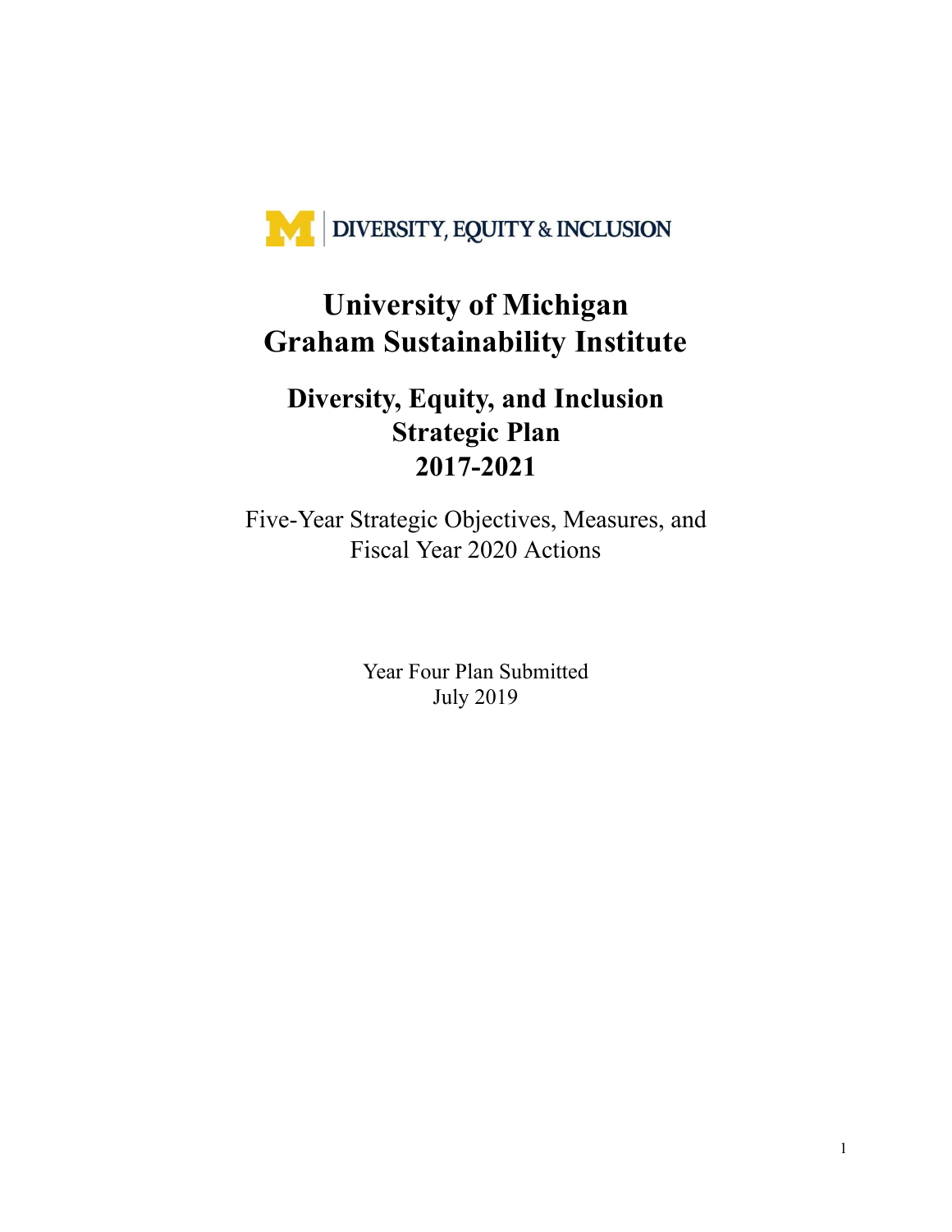DIVERSITY, EQUITY & INCLUSION

# University of Michigan
# Graham Sustainability Institute

## Diversity, Equity, and Inclusion
## Strategic Plan
## 2017-2021

Five-Year Strategic Objectives, Measures, and Fiscal Year 2020 Actions

Year Four Plan Submitted
July 2019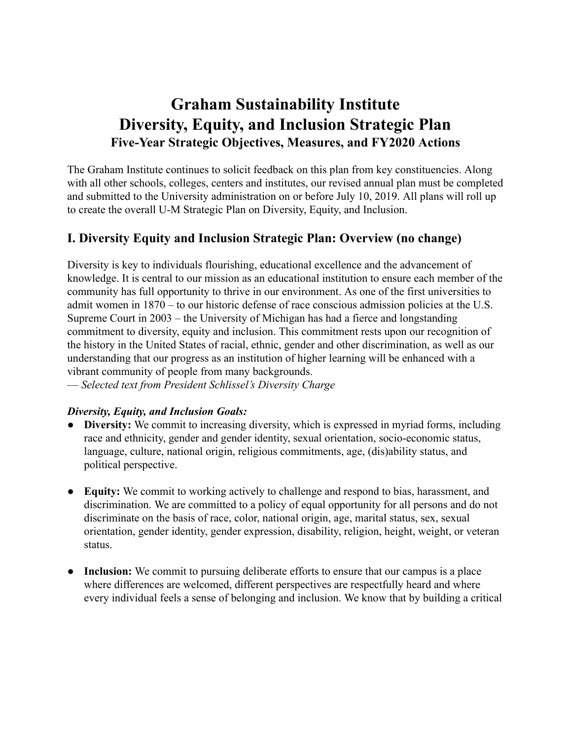# Graham Sustainability Institute
# Diversity, Equity, and Inclusion Strategic Plan
### Five-Year Strategic Objectives, Measures, and FY2020 Actions

The Graham Institute continues to solicit feedback on this plan from key constituencies. Along with all other schools, colleges, centers and institutes, our revised annual plan must be completed and submitted to the University administration on or before July 10, 2019. All plans will roll up to create the overall U-M Strategic Plan on Diversity, Equity, and Inclusion.

## I. Diversity Equity and Inclusion Strategic Plan: Overview (no change)

Diversity is key to individuals flourishing, educational excellence and the advancement of knowledge. It is central to our mission as an educational institution to ensure each member of the community has full opportunity to thrive in our environment. As one of the first universities to admit women in 1870 – to our historic defense of race conscious admission policies at the U.S. Supreme Court in 2003 – the University of Michigan has had a fierce and longstanding commitment to diversity, equity and inclusion. This commitment rests upon our recognition of the history in the United States of racial, ethnic, gender and other discrimination, as well as our understanding that our progress as an institution of higher learning will be enhanced with a vibrant community of people from many backgrounds.
— *Selected text from President Schlissel's Diversity Charge*

***Diversity, Equity, and Inclusion Goals:***

- **Diversity:** We commit to increasing diversity, which is expressed in myriad forms, including race and ethnicity, gender and gender identity, sexual orientation, socio-economic status, language, culture, national origin, religious commitments, age, (dis)ability status, and political perspective.

- **Equity:** We commit to working actively to challenge and respond to bias, harassment, and discrimination. We are committed to a policy of equal opportunity for all persons and do not discriminate on the basis of race, color, national origin, age, marital status, sex, sexual orientation, gender identity, gender expression, disability, religion, height, weight, or veteran status.

- **Inclusion:** We commit to pursuing deliberate efforts to ensure that our campus is a place where differences are welcomed, different perspectives are respectfully heard and where every individual feels a sense of belonging and inclusion. We know that by building a critical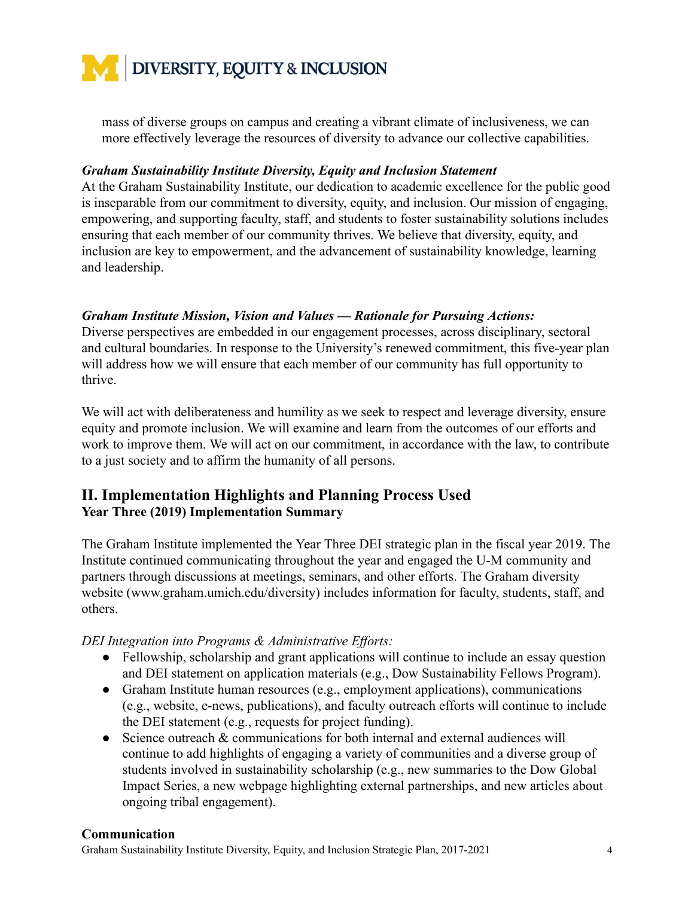mass of diverse groups on campus and creating a vibrant climate of inclusiveness, we can more effectively leverage the resources of diversity to advance our collective capabilities.

***Graham Sustainability Institute Diversity, Equity and Inclusion Statement***

At the Graham Sustainability Institute, our dedication to academic excellence for the public good is inseparable from our commitment to diversity, equity, and inclusion. Our mission of engaging, empowering, and supporting faculty, staff, and students to foster sustainability solutions includes ensuring that each member of our community thrives. We believe that diversity, equity, and inclusion are key to empowerment, and the advancement of sustainability knowledge, learning and leadership.

***Graham Institute Mission, Vision and Values — Rationale for Pursuing Actions:***

Diverse perspectives are embedded in our engagement processes, across disciplinary, sectoral and cultural boundaries. In response to the University's renewed commitment, this five-year plan will address how we will ensure that each member of our community has full opportunity to thrive.

We will act with deliberateness and humility as we seek to respect and leverage diversity, ensure equity and promote inclusion. We will examine and learn from the outcomes of our efforts and work to improve them. We will act on our commitment, in accordance with the law, to contribute to a just society and to affirm the humanity of all persons.

## II. Implementation Highlights and Planning Process Used

### Year Three (2019) Implementation Summary

The Graham Institute implemented the Year Three DEI strategic plan in the fiscal year 2019. The Institute continued communicating throughout the year and engaged the U-M community and partners through discussions at meetings, seminars, and other efforts. The Graham diversity website (www.graham.umich.edu/diversity) includes information for faculty, students, staff, and others.

*DEI Integration into Programs & Administrative Efforts:*

- Fellowship, scholarship and grant applications will continue to include an essay question and DEI statement on application materials (e.g., Dow Sustainability Fellows Program).
- Graham Institute human resources (e.g., employment applications), communications (e.g., website, e-news, publications), and faculty outreach efforts will continue to include the DEI statement (e.g., requests for project funding).
- Science outreach & communications for both internal and external audiences will continue to add highlights of engaging a variety of communities and a diverse group of students involved in sustainability scholarship (e.g., new summaries to the Dow Global Impact Series, a new webpage highlighting external partnerships, and new articles about ongoing tribal engagement).

**Communication**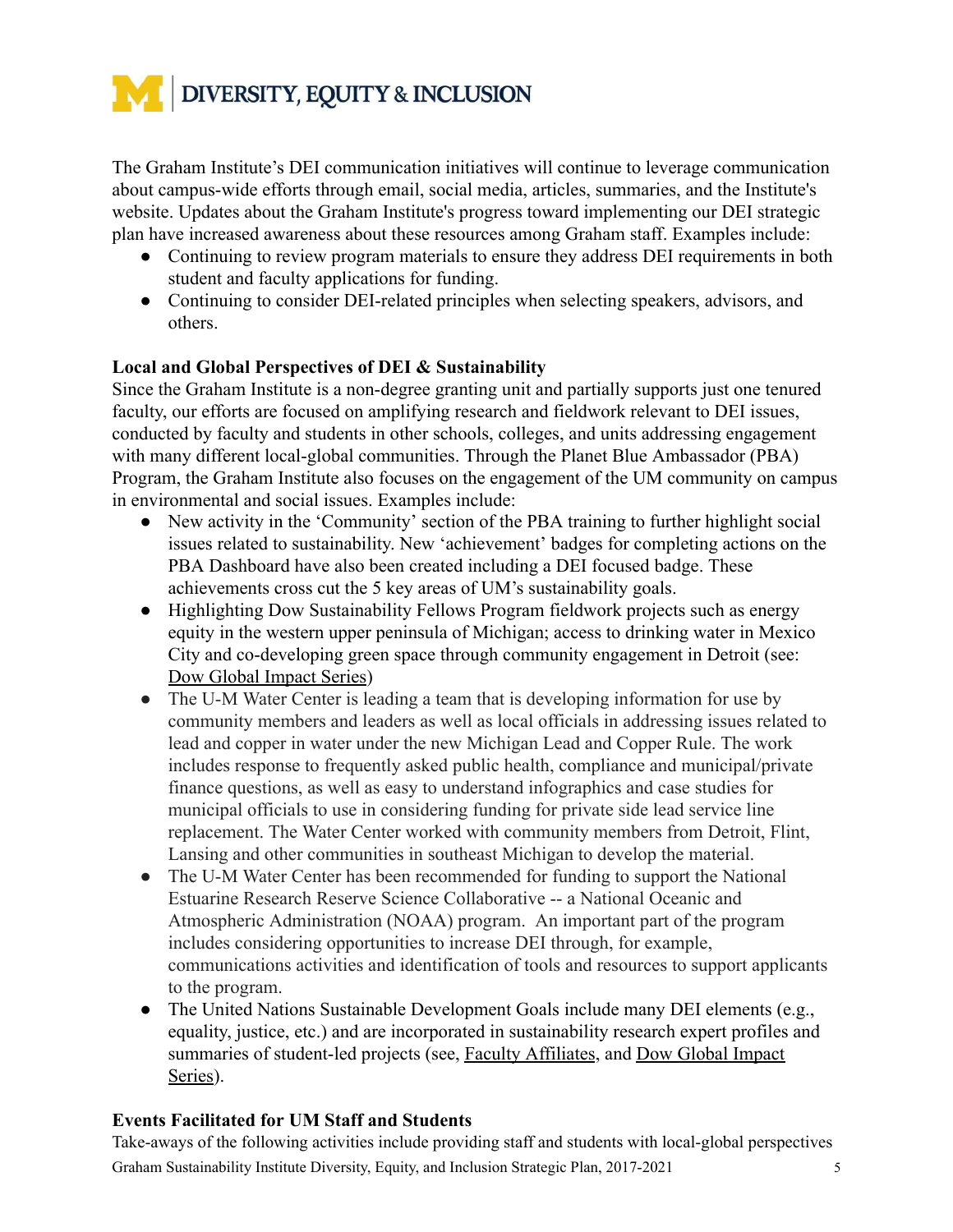The Graham Institute's DEI communication initiatives will continue to leverage communication about campus-wide efforts through email, social media, articles, summaries, and the Institute's website. Updates about the Graham Institute's progress toward implementing our DEI strategic plan have increased awareness about these resources among Graham staff. Examples include:

- Continuing to review program materials to ensure they address DEI requirements in both student and faculty applications for funding.
- Continuing to consider DEI-related principles when selecting speakers, advisors, and others.

**Local and Global Perspectives of DEI & Sustainability**

Since the Graham Institute is a non-degree granting unit and partially supports just one tenured faculty, our efforts are focused on amplifying research and fieldwork relevant to DEI issues, conducted by faculty and students in other schools, colleges, and units addressing engagement with many different local-global communities. Through the Planet Blue Ambassador (PBA) Program, the Graham Institute also focuses on the engagement of the UM community on campus in environmental and social issues. Examples include:

- New activity in the 'Community' section of the PBA training to further highlight social issues related to sustainability. New 'achievement' badges for completing actions on the PBA Dashboard have also been created including a DEI focused badge. These achievements cross cut the 5 key areas of UM's sustainability goals.
- Highlighting Dow Sustainability Fellows Program fieldwork projects such as energy equity in the western upper peninsula of Michigan; access to drinking water in Mexico City and co-developing green space through community engagement in Detroit (see: Dow Global Impact Series)
- The U-M Water Center is leading a team that is developing information for use by community members and leaders as well as local officials in addressing issues related to lead and copper in water under the new Michigan Lead and Copper Rule. The work includes response to frequently asked public health, compliance and municipal/private finance questions, as well as easy to understand infographics and case studies for municipal officials to use in considering funding for private side lead service line replacement. The Water Center worked with community members from Detroit, Flint, Lansing and other communities in southeast Michigan to develop the material.
- The U-M Water Center has been recommended for funding to support the National Estuarine Research Reserve Science Collaborative -- a National Oceanic and Atmospheric Administration (NOAA) program. An important part of the program includes considering opportunities to increase DEI through, for example, communications activities and identification of tools and resources to support applicants to the program.
- The United Nations Sustainable Development Goals include many DEI elements (e.g., equality, justice, etc.) and are incorporated in sustainability research expert profiles and summaries of student-led projects (see, Faculty Affiliates, and Dow Global Impact Series).

**Events Facilitated for UM Staff and Students**

Take-aways of the following activities include providing staff and students with local-global perspectives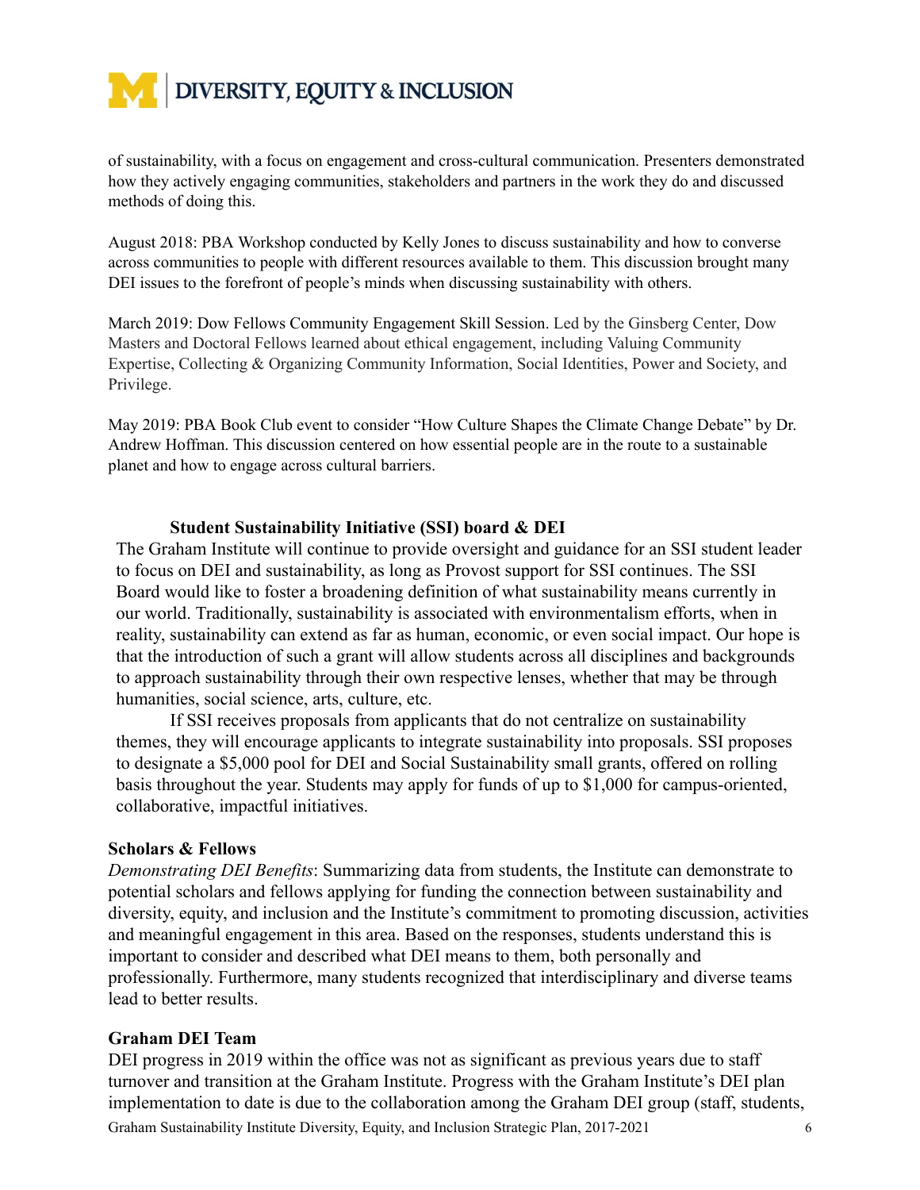of sustainability, with a focus on engagement and cross-cultural communication. Presenters demonstrated how they actively engaging communities, stakeholders and partners in the work they do and discussed methods of doing this.

August 2018: PBA Workshop conducted by Kelly Jones to discuss sustainability and how to converse across communities to people with different resources available to them. This discussion brought many DEI issues to the forefront of people's minds when discussing sustainability with others.

March 2019: Dow Fellows Community Engagement Skill Session. Led by the Ginsberg Center, Dow Masters and Doctoral Fellows learned about ethical engagement, including Valuing Community Expertise, Collecting & Organizing Community Information, Social Identities, Power and Society, and Privilege.

May 2019: PBA Book Club event to consider "How Culture Shapes the Climate Change Debate" by Dr. Andrew Hoffman. This discussion centered on how essential people are in the route to a sustainable planet and how to engage across cultural barriers.

**Student Sustainability Initiative (SSI) board & DEI**

The Graham Institute will continue to provide oversight and guidance for an SSI student leader to focus on DEI and sustainability, as long as Provost support for SSI continues. The SSI Board would like to foster a broadening definition of what sustainability means currently in our world. Traditionally, sustainability is associated with environmentalism efforts, when in reality, sustainability can extend as far as human, economic, or even social impact. Our hope is that the introduction of such a grant will allow students across all disciplines and backgrounds to approach sustainability through their own respective lenses, whether that may be through humanities, social science, arts, culture, etc.

If SSI receives proposals from applicants that do not centralize on sustainability themes, they will encourage applicants to integrate sustainability into proposals. SSI proposes to designate a $5,000 pool for DEI and Social Sustainability small grants, offered on rolling basis throughout the year. Students may apply for funds of up to $1,000 for campus-oriented, collaborative, impactful initiatives.

**Scholars & Fellows**

*Demonstrating DEI Benefits*: Summarizing data from students, the Institute can demonstrate to potential scholars and fellows applying for funding the connection between sustainability and diversity, equity, and inclusion and the Institute's commitment to promoting discussion, activities and meaningful engagement in this area. Based on the responses, students understand this is important to consider and described what DEI means to them, both personally and professionally. Furthermore, many students recognized that interdisciplinary and diverse teams lead to better results.

**Graham DEI Team**

DEI progress in 2019 within the office was not as significant as previous years due to staff turnover and transition at the Graham Institute. Progress with the Graham Institute's DEI plan implementation to date is due to the collaboration among the Graham DEI group (staff, students,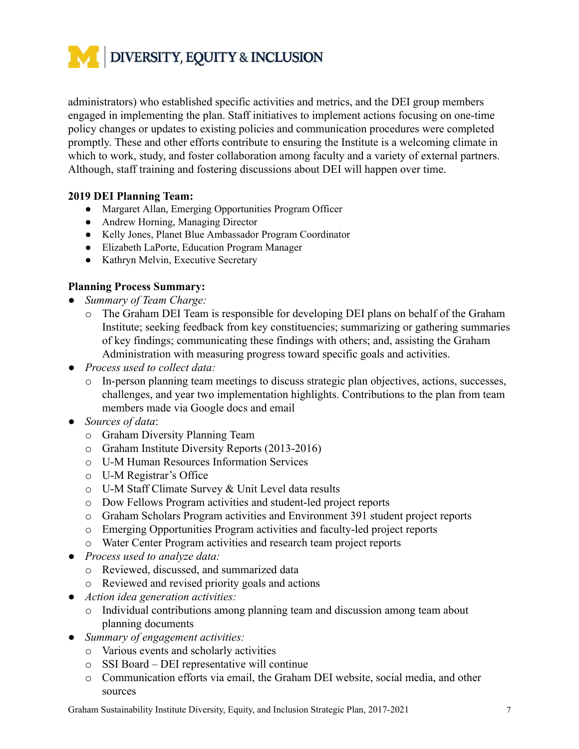administrators) who established specific activities and metrics, and the DEI group members engaged in implementing the plan. Staff initiatives to implement actions focusing on one-time policy changes or updates to existing policies and communication procedures were completed promptly. These and other efforts contribute to ensuring the Institute is a welcoming climate in which to work, study, and foster collaboration among faculty and a variety of external partners. Although, staff training and fostering discussions about DEI will happen over time.

**2019 DEI Planning Team:**

- Margaret Allan, Emerging Opportunities Program Officer
- Andrew Horning, Managing Director
- Kelly Jones, Planet Blue Ambassador Program Coordinator
- Elizabeth LaPorte, Education Program Manager
- Kathryn Melvin, Executive Secretary

**Planning Process Summary:**

- *Summary of Team Charge:*
  - The Graham DEI Team is responsible for developing DEI plans on behalf of the Graham Institute; seeking feedback from key constituencies; summarizing or gathering summaries of key findings; communicating these findings with others; and, assisting the Graham Administration with measuring progress toward specific goals and activities.
- *Process used to collect data:*
  - In-person planning team meetings to discuss strategic plan objectives, actions, successes, challenges, and year two implementation highlights. Contributions to the plan from team members made via Google docs and email
- *Sources of data*:
  - Graham Diversity Planning Team
  - Graham Institute Diversity Reports (2013-2016)
  - U-M Human Resources Information Services
  - U-M Registrar's Office
  - U-M Staff Climate Survey & Unit Level data results
  - Dow Fellows Program activities and student-led project reports
  - Graham Scholars Program activities and Environment 391 student project reports
  - Emerging Opportunities Program activities and faculty-led project reports
  - Water Center Program activities and research team project reports
- *Process used to analyze data:*
  - Reviewed, discussed, and summarized data
  - Reviewed and revised priority goals and actions
- *Action idea generation activities:*
  - Individual contributions among planning team and discussion among team about planning documents
- *Summary of engagement activities:*
  - Various events and scholarly activities
  - SSI Board – DEI representative will continue
  - Communication efforts via email, the Graham DEI website, social media, and other sources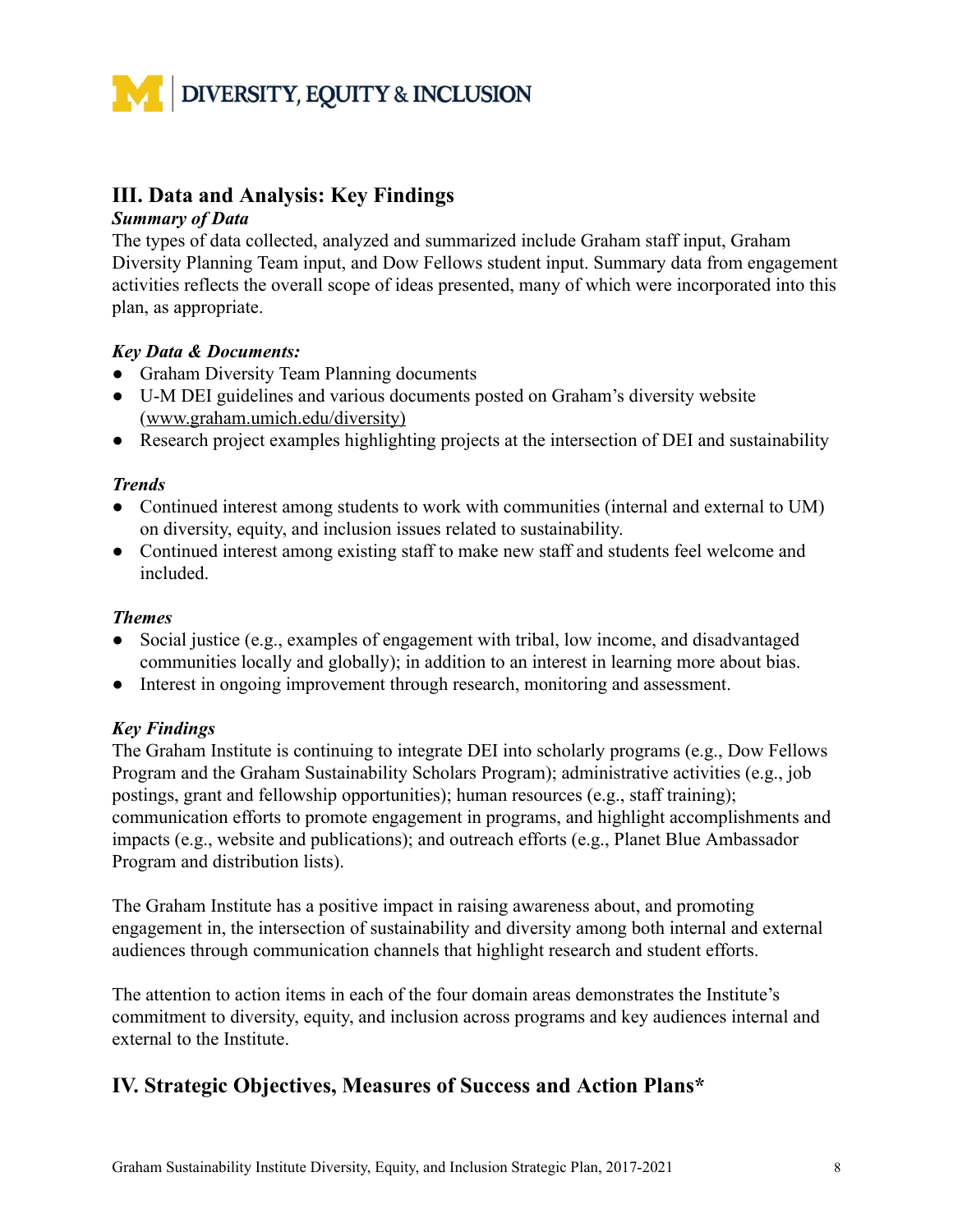## III. Data and Analysis: Key Findings

***Summary of Data***

The types of data collected, analyzed and summarized include Graham staff input, Graham Diversity Planning Team input, and Dow Fellows student input. Summary data from engagement activities reflects the overall scope of ideas presented, many of which were incorporated into this plan, as appropriate.

***Key Data & Documents:***

- Graham Diversity Team Planning documents
- U-M DEI guidelines and various documents posted on Graham's diversity website (www.graham.umich.edu/diversity)
- Research project examples highlighting projects at the intersection of DEI and sustainability

***Trends***

- Continued interest among students to work with communities (internal and external to UM) on diversity, equity, and inclusion issues related to sustainability.
- Continued interest among existing staff to make new staff and students feel welcome and included.

***Themes***

- Social justice (e.g., examples of engagement with tribal, low income, and disadvantaged communities locally and globally); in addition to an interest in learning more about bias.
- Interest in ongoing improvement through research, monitoring and assessment.

***Key Findings***

The Graham Institute is continuing to integrate DEI into scholarly programs (e.g., Dow Fellows Program and the Graham Sustainability Scholars Program); administrative activities (e.g., job postings, grant and fellowship opportunities); human resources (e.g., staff training); communication efforts to promote engagement in programs, and highlight accomplishments and impacts (e.g., website and publications); and outreach efforts (e.g., Planet Blue Ambassador Program and distribution lists).

The Graham Institute has a positive impact in raising awareness about, and promoting engagement in, the intersection of sustainability and diversity among both internal and external audiences through communication channels that highlight research and student efforts.

The attention to action items in each of the four domain areas demonstrates the Institute's commitment to diversity, equity, and inclusion across programs and key audiences internal and external to the Institute.

## IV. Strategic Objectives, Measures of Success and Action Plans*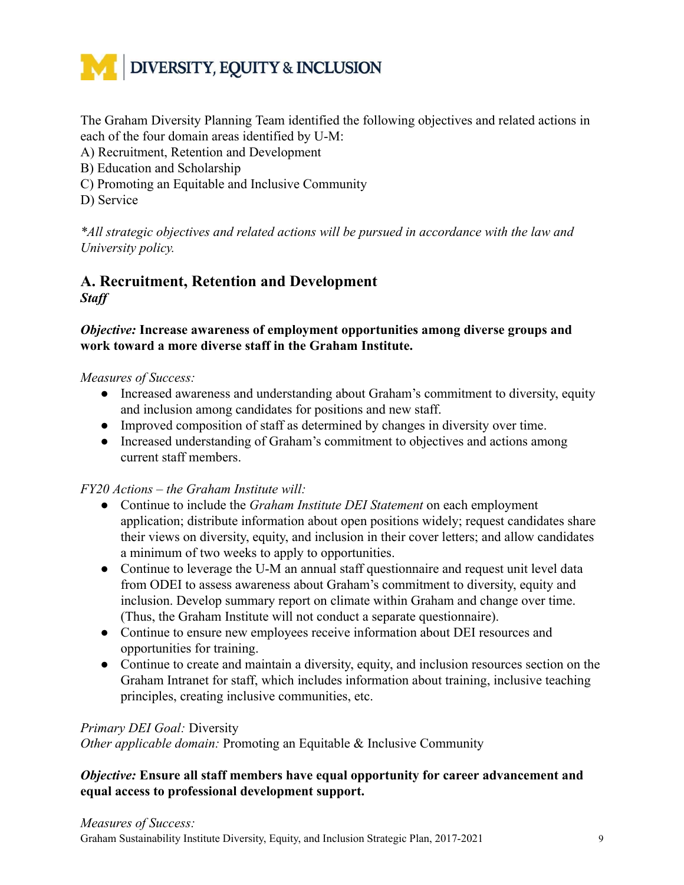The Graham Diversity Planning Team identified the following objectives and related actions in each of the four domain areas identified by U-M:
A) Recruitment, Retention and Development
B) Education and Scholarship
C) Promoting an Equitable and Inclusive Community
D) Service

*All strategic objectives and related actions will be pursued in accordance with the law and University policy.*

## A. Recruitment, Retention and Development

***Staff***

***Objective:* Increase awareness of employment opportunities among diverse groups and work toward a more diverse staff in the Graham Institute.**

*Measures of Success:*

- Increased awareness and understanding about Graham's commitment to diversity, equity and inclusion among candidates for positions and new staff.
- Improved composition of staff as determined by changes in diversity over time.
- Increased understanding of Graham's commitment to objectives and actions among current staff members.

*FY20 Actions – the Graham Institute will:*

- Continue to include the *Graham Institute DEI Statement* on each employment application; distribute information about open positions widely; request candidates share their views on diversity, equity, and inclusion in their cover letters; and allow candidates a minimum of two weeks to apply to opportunities.
- Continue to leverage the U-M an annual staff questionnaire and request unit level data from ODEI to assess awareness about Graham's commitment to diversity, equity and inclusion. Develop summary report on climate within Graham and change over time. (Thus, the Graham Institute will not conduct a separate questionnaire).
- Continue to ensure new employees receive information about DEI resources and opportunities for training.
- Continue to create and maintain a diversity, equity, and inclusion resources section on the Graham Intranet for staff, which includes information about training, inclusive teaching principles, creating inclusive communities, etc.

*Primary DEI Goal:* Diversity
*Other applicable domain:* Promoting an Equitable & Inclusive Community

***Objective:* Ensure all staff members have equal opportunity for career advancement and equal access to professional development support.**

*Measures of Success:*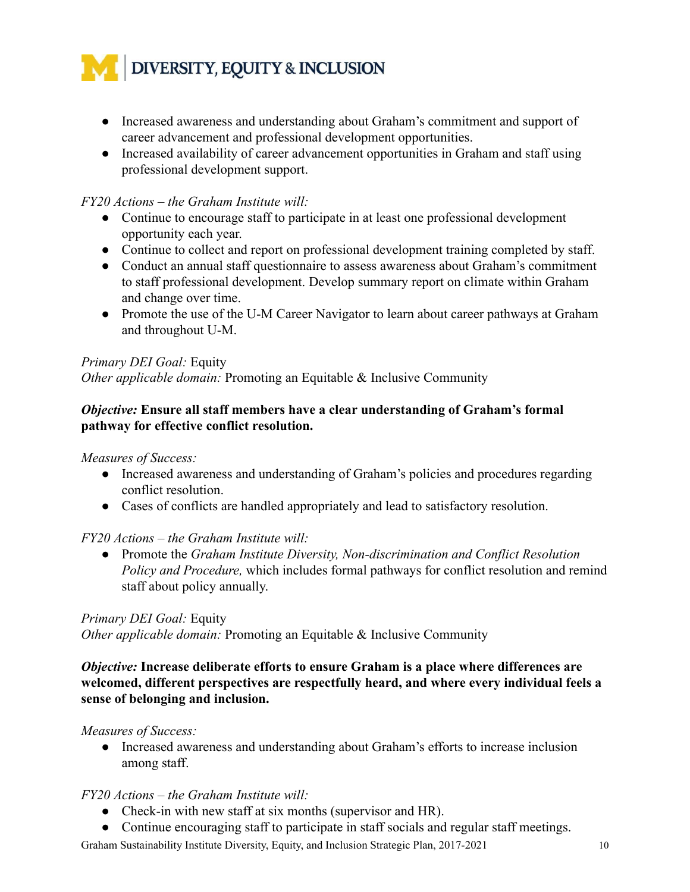- Increased awareness and understanding about Graham's commitment and support of career advancement and professional development opportunities.
- Increased availability of career advancement opportunities in Graham and staff using professional development support.

*FY20 Actions – the Graham Institute will:*

- Continue to encourage staff to participate in at least one professional development opportunity each year.
- Continue to collect and report on professional development training completed by staff.
- Conduct an annual staff questionnaire to assess awareness about Graham's commitment to staff professional development. Develop summary report on climate within Graham and change over time.
- Promote the use of the U-M Career Navigator to learn about career pathways at Graham and throughout U-M.

*Primary DEI Goal:* Equity
*Other applicable domain:* Promoting an Equitable & Inclusive Community

***Objective:* Ensure all staff members have a clear understanding of Graham's formal pathway for effective conflict resolution.**

*Measures of Success:*

- Increased awareness and understanding of Graham's policies and procedures regarding conflict resolution.
- Cases of conflicts are handled appropriately and lead to satisfactory resolution.

*FY20 Actions – the Graham Institute will:*

- Promote the *Graham Institute Diversity, Non-discrimination and Conflict Resolution Policy and Procedure,* which includes formal pathways for conflict resolution and remind staff about policy annually.

*Primary DEI Goal:* Equity
*Other applicable domain:* Promoting an Equitable & Inclusive Community

***Objective:* Increase deliberate efforts to ensure Graham is a place where differences are welcomed, different perspectives are respectfully heard, and where every individual feels a sense of belonging and inclusion.**

*Measures of Success:*

- Increased awareness and understanding about Graham's efforts to increase inclusion among staff.

*FY20 Actions – the Graham Institute will:*

- Check-in with new staff at six months (supervisor and HR).
- Continue encouraging staff to participate in staff socials and regular staff meetings.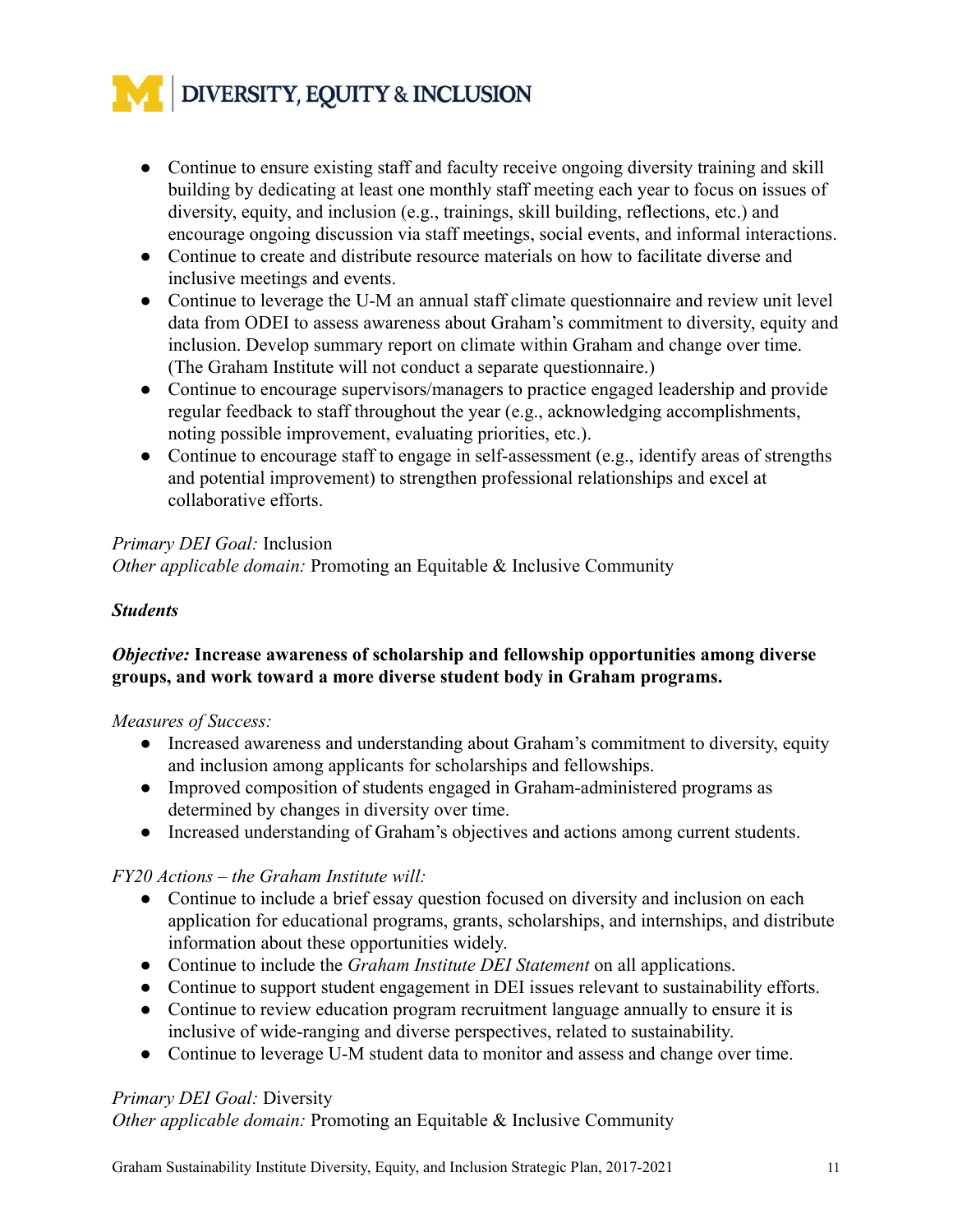- Continue to ensure existing staff and faculty receive ongoing diversity training and skill building by dedicating at least one monthly staff meeting each year to focus on issues of diversity, equity, and inclusion (e.g., trainings, skill building, reflections, etc.) and encourage ongoing discussion via staff meetings, social events, and informal interactions.
- Continue to create and distribute resource materials on how to facilitate diverse and inclusive meetings and events.
- Continue to leverage the U-M an annual staff climate questionnaire and review unit level data from ODEI to assess awareness about Graham's commitment to diversity, equity and inclusion. Develop summary report on climate within Graham and change over time. (The Graham Institute will not conduct a separate questionnaire.)
- Continue to encourage supervisors/managers to practice engaged leadership and provide regular feedback to staff throughout the year (e.g., acknowledging accomplishments, noting possible improvement, evaluating priorities, etc.).
- Continue to encourage staff to engage in self-assessment (e.g., identify areas of strengths and potential improvement) to strengthen professional relationships and excel at collaborative efforts.

*Primary DEI Goal:* Inclusion
*Other applicable domain:* Promoting an Equitable & Inclusive Community

***Students***

***Objective:* Increase awareness of scholarship and fellowship opportunities among diverse groups, and work toward a more diverse student body in Graham programs.**

*Measures of Success:*

- Increased awareness and understanding about Graham's commitment to diversity, equity and inclusion among applicants for scholarships and fellowships.
- Improved composition of students engaged in Graham-administered programs as determined by changes in diversity over time.
- Increased understanding of Graham's objectives and actions among current students.

*FY20 Actions – the Graham Institute will:*

- Continue to include a brief essay question focused on diversity and inclusion on each application for educational programs, grants, scholarships, and internships, and distribute information about these opportunities widely.
- Continue to include the *Graham Institute DEI Statement* on all applications.
- Continue to support student engagement in DEI issues relevant to sustainability efforts.
- Continue to review education program recruitment language annually to ensure it is inclusive of wide-ranging and diverse perspectives, related to sustainability.
- Continue to leverage U-M student data to monitor and assess and change over time.

*Primary DEI Goal:* Diversity
*Other applicable domain:* Promoting an Equitable & Inclusive Community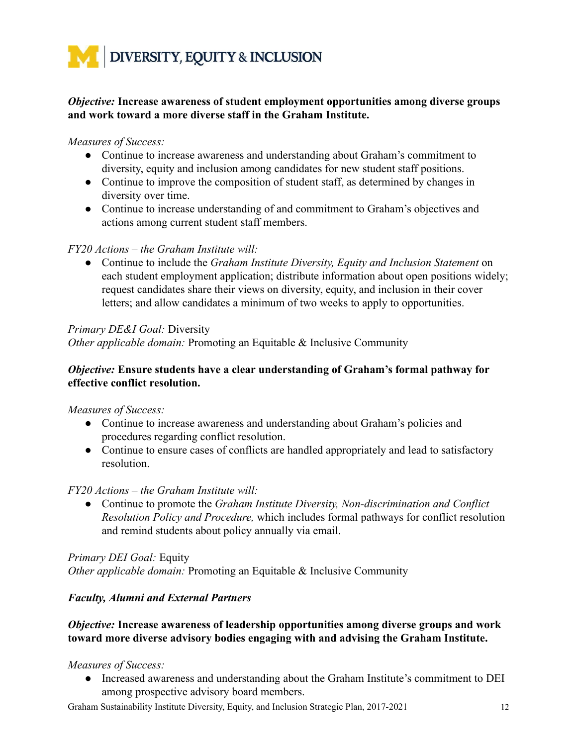***Objective:* Increase awareness of student employment opportunities among diverse groups and work toward a more diverse staff in the Graham Institute.**

*Measures of Success:*

- Continue to increase awareness and understanding about Graham's commitment to diversity, equity and inclusion among candidates for new student staff positions.
- Continue to improve the composition of student staff, as determined by changes in diversity over time.
- Continue to increase understanding of and commitment to Graham's objectives and actions among current student staff members.

*FY20 Actions – the Graham Institute will:*

- Continue to include the *Graham Institute Diversity, Equity and Inclusion Statement* on each student employment application; distribute information about open positions widely; request candidates share their views on diversity, equity, and inclusion in their cover letters; and allow candidates a minimum of two weeks to apply to opportunities.

*Primary DE&I Goal:* Diversity
*Other applicable domain:* Promoting an Equitable & Inclusive Community

***Objective:* Ensure students have a clear understanding of Graham's formal pathway for effective conflict resolution.**

*Measures of Success:*

- Continue to increase awareness and understanding about Graham's policies and procedures regarding conflict resolution.
- Continue to ensure cases of conflicts are handled appropriately and lead to satisfactory resolution.

*FY20 Actions – the Graham Institute will:*

- Continue to promote the *Graham Institute Diversity, Non-discrimination and Conflict Resolution Policy and Procedure,* which includes formal pathways for conflict resolution and remind students about policy annually via email.

*Primary DEI Goal:* Equity
*Other applicable domain:* Promoting an Equitable & Inclusive Community

***Faculty, Alumni and External Partners***

***Objective:* Increase awareness of leadership opportunities among diverse groups and work toward more diverse advisory bodies engaging with and advising the Graham Institute.**

*Measures of Success:*

- Increased awareness and understanding about the Graham Institute's commitment to DEI among prospective advisory board members.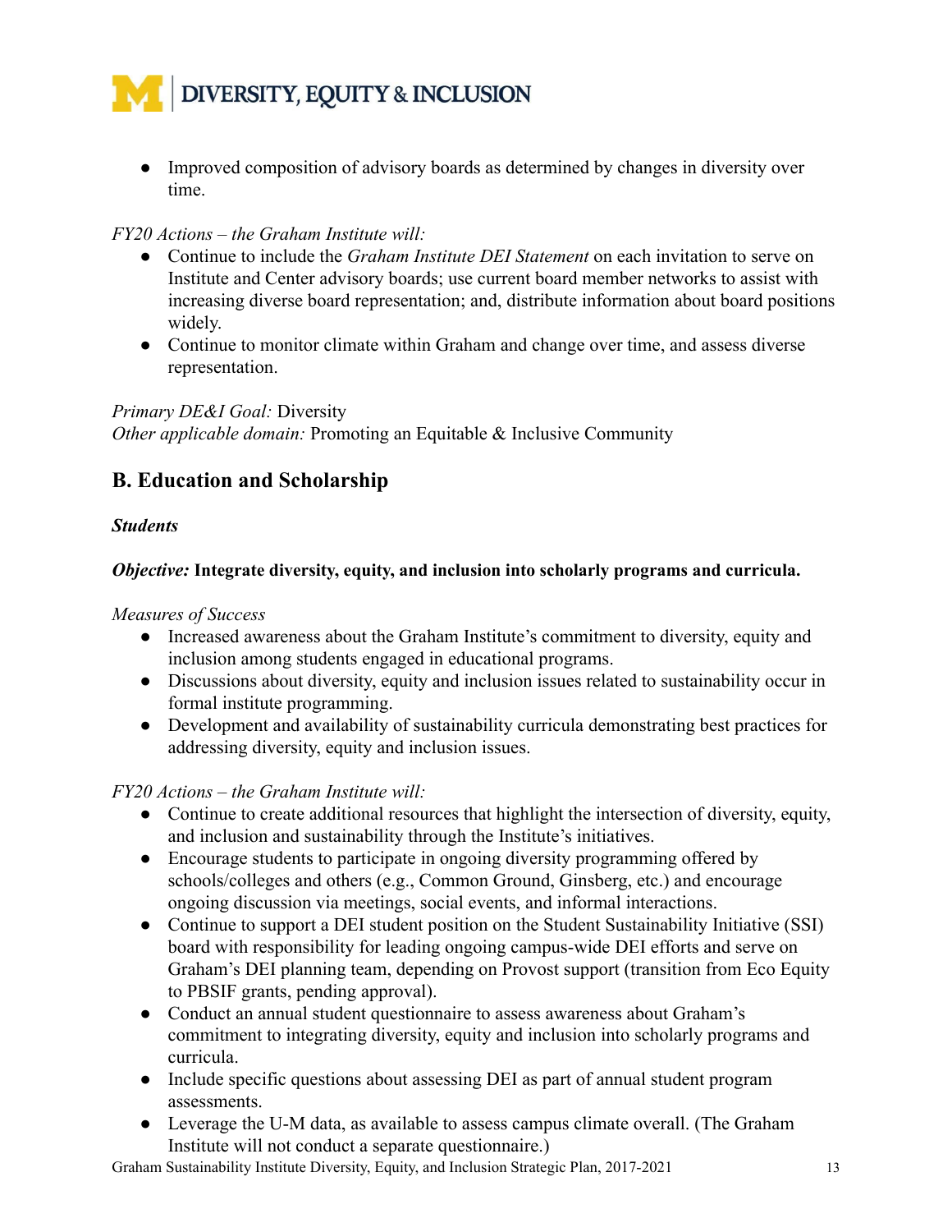- Improved composition of advisory boards as determined by changes in diversity over time.

*FY20 Actions – the Graham Institute will:*

- Continue to include the *Graham Institute DEI Statement* on each invitation to serve on Institute and Center advisory boards; use current board member networks to assist with increasing diverse board representation; and, distribute information about board positions widely.
- Continue to monitor climate within Graham and change over time, and assess diverse representation.

*Primary DE&I Goal:* Diversity
*Other applicable domain:* Promoting an Equitable & Inclusive Community

## B. Education and Scholarship

***Students***

***Objective:*** **Integrate diversity, equity, and inclusion into scholarly programs and curricula.**

*Measures of Success*

- Increased awareness about the Graham Institute's commitment to diversity, equity and inclusion among students engaged in educational programs.
- Discussions about diversity, equity and inclusion issues related to sustainability occur in formal institute programming.
- Development and availability of sustainability curricula demonstrating best practices for addressing diversity, equity and inclusion issues.

*FY20 Actions – the Graham Institute will:*

- Continue to create additional resources that highlight the intersection of diversity, equity, and inclusion and sustainability through the Institute's initiatives.
- Encourage students to participate in ongoing diversity programming offered by schools/colleges and others (e.g., Common Ground, Ginsberg, etc.) and encourage ongoing discussion via meetings, social events, and informal interactions.
- Continue to support a DEI student position on the Student Sustainability Initiative (SSI) board with responsibility for leading ongoing campus-wide DEI efforts and serve on Graham's DEI planning team, depending on Provost support (transition from Eco Equity to PBSIF grants, pending approval).
- Conduct an annual student questionnaire to assess awareness about Graham's commitment to integrating diversity, equity and inclusion into scholarly programs and curricula.
- Include specific questions about assessing DEI as part of annual student program assessments.
- Leverage the U-M data, as available to assess campus climate overall. (The Graham Institute will not conduct a separate questionnaire.)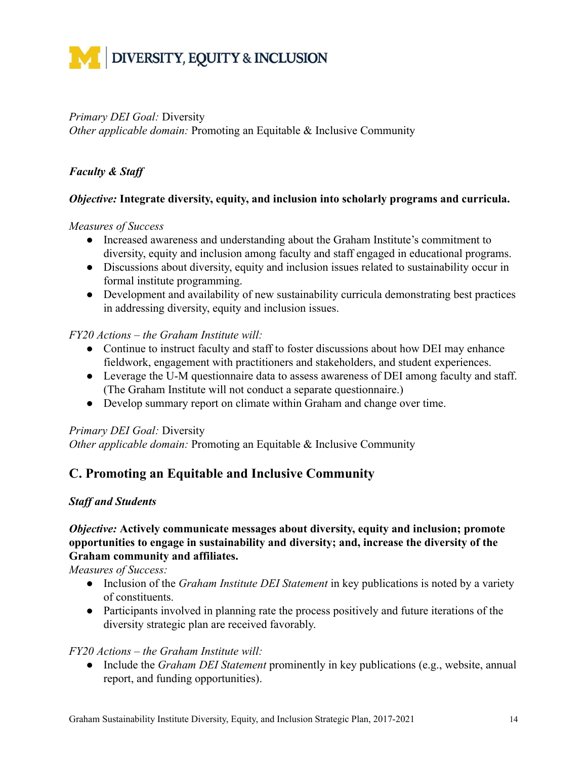*Primary DEI Goal:* Diversity
*Other applicable domain:* Promoting an Equitable & Inclusive Community

***Faculty & Staff***

***Objective:*** **Integrate diversity, equity, and inclusion into scholarly programs and curricula.**

*Measures of Success*

- Increased awareness and understanding about the Graham Institute's commitment to diversity, equity and inclusion among faculty and staff engaged in educational programs.
- Discussions about diversity, equity and inclusion issues related to sustainability occur in formal institute programming.
- Development and availability of new sustainability curricula demonstrating best practices in addressing diversity, equity and inclusion issues.

*FY20 Actions – the Graham Institute will:*

- Continue to instruct faculty and staff to foster discussions about how DEI may enhance fieldwork, engagement with practitioners and stakeholders, and student experiences.
- Leverage the U-M questionnaire data to assess awareness of DEI among faculty and staff. (The Graham Institute will not conduct a separate questionnaire.)
- Develop summary report on climate within Graham and change over time.

*Primary DEI Goal:* Diversity
*Other applicable domain:* Promoting an Equitable & Inclusive Community

## C. Promoting an Equitable and Inclusive Community

***Staff and Students***

***Objective:*** **Actively communicate messages about diversity, equity and inclusion; promote opportunities to engage in sustainability and diversity; and, increase the diversity of the Graham community and affiliates.**

*Measures of Success:*

- Inclusion of the *Graham Institute DEI Statement* in key publications is noted by a variety of constituents.
- Participants involved in planning rate the process positively and future iterations of the diversity strategic plan are received favorably.

*FY20 Actions – the Graham Institute will:*

- Include the *Graham DEI Statement* prominently in key publications (e.g., website, annual report, and funding opportunities).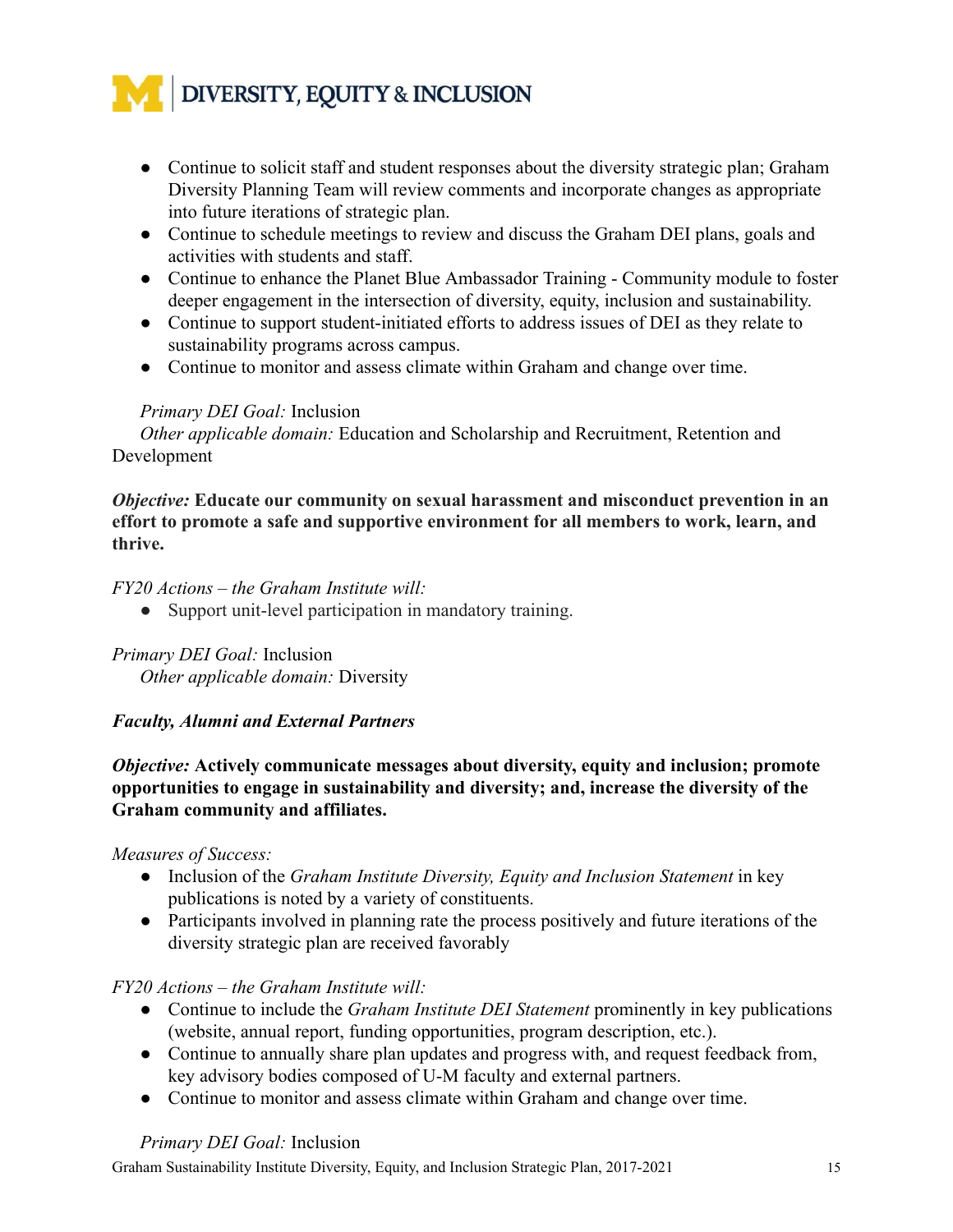- Continue to solicit staff and student responses about the diversity strategic plan; Graham Diversity Planning Team will review comments and incorporate changes as appropriate into future iterations of strategic plan.
- Continue to schedule meetings to review and discuss the Graham DEI plans, goals and activities with students and staff.
- Continue to enhance the Planet Blue Ambassador Training - Community module to foster deeper engagement in the intersection of diversity, equity, inclusion and sustainability.
- Continue to support student-initiated efforts to address issues of DEI as they relate to sustainability programs across campus.
- Continue to monitor and assess climate within Graham and change over time.

*Primary DEI Goal:* Inclusion
*Other applicable domain:* Education and Scholarship and Recruitment, Retention and Development

***Objective:*** **Educate our community on sexual harassment and misconduct prevention in an effort to promote a safe and supportive environment for all members to work, learn, and thrive.**

*FY20 Actions – the Graham Institute will:*

- Support unit-level participation in mandatory training.

*Primary DEI Goal:* Inclusion
*Other applicable domain:* Diversity

***Faculty, Alumni and External Partners***

***Objective:*** **Actively communicate messages about diversity, equity and inclusion; promote opportunities to engage in sustainability and diversity; and, increase the diversity of the Graham community and affiliates.**

*Measures of Success:*

- Inclusion of the *Graham Institute Diversity, Equity and Inclusion Statement* in key publications is noted by a variety of constituents.
- Participants involved in planning rate the process positively and future iterations of the diversity strategic plan are received favorably

*FY20 Actions – the Graham Institute will:*

- Continue to include the *Graham Institute DEI Statement* prominently in key publications (website, annual report, funding opportunities, program description, etc.).
- Continue to annually share plan updates and progress with, and request feedback from, key advisory bodies composed of U-M faculty and external partners.
- Continue to monitor and assess climate within Graham and change over time.

*Primary DEI Goal:* Inclusion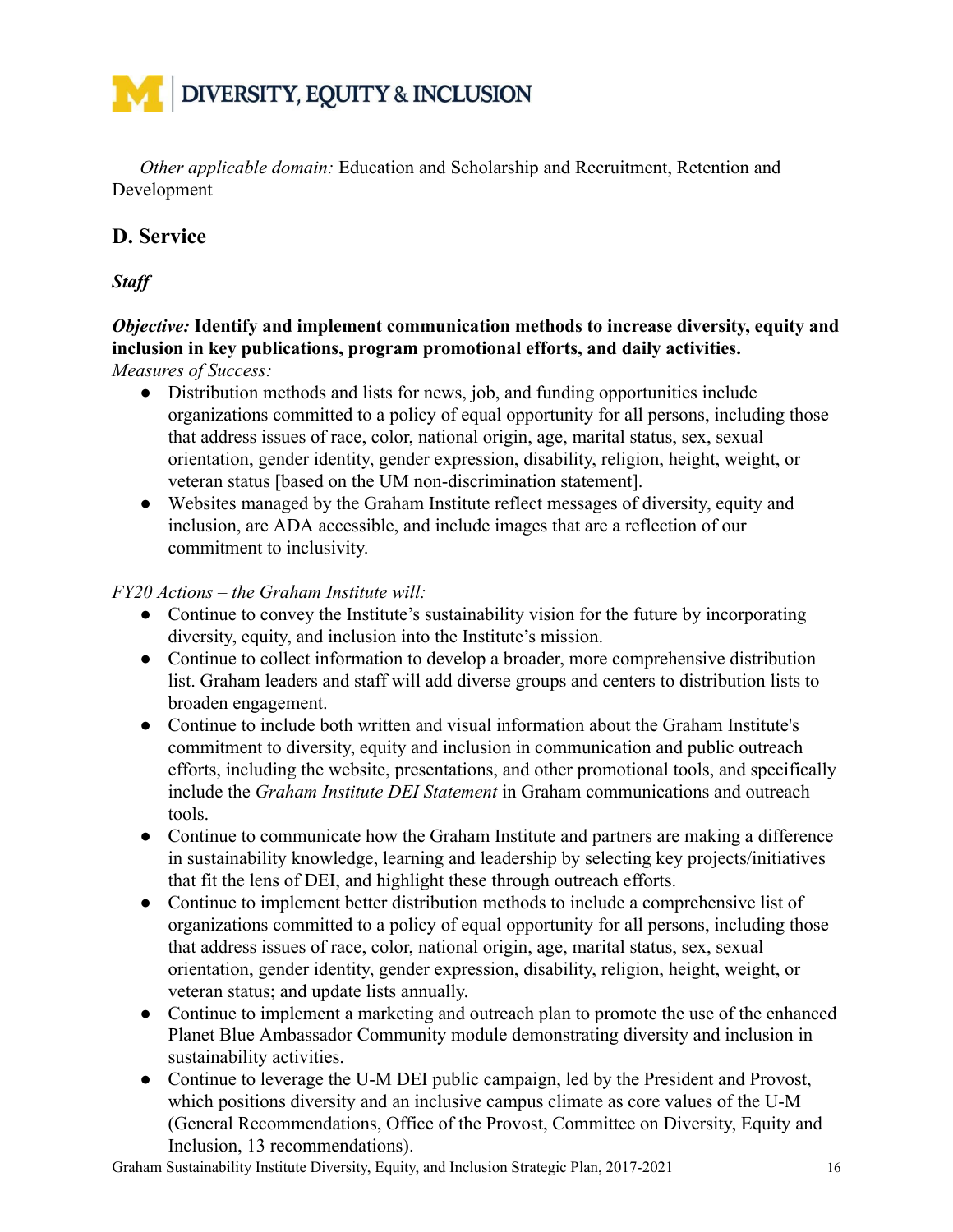*Other applicable domain:* Education and Scholarship and Recruitment, Retention and Development

## D. Service

### *Staff*

***Objective:* Identify and implement communication methods to increase diversity, equity and inclusion in key publications, program promotional efforts, and daily activities.**

*Measures of Success:*

- Distribution methods and lists for news, job, and funding opportunities include organizations committed to a policy of equal opportunity for all persons, including those that address issues of race, color, national origin, age, marital status, sex, sexual orientation, gender identity, gender expression, disability, religion, height, weight, or veteran status [based on the UM non-discrimination statement].
- Websites managed by the Graham Institute reflect messages of diversity, equity and inclusion, are ADA accessible, and include images that are a reflection of our commitment to inclusivity.

*FY20 Actions – the Graham Institute will:*

- Continue to convey the Institute's sustainability vision for the future by incorporating diversity, equity, and inclusion into the Institute's mission.
- Continue to collect information to develop a broader, more comprehensive distribution list. Graham leaders and staff will add diverse groups and centers to distribution lists to broaden engagement.
- Continue to include both written and visual information about the Graham Institute's commitment to diversity, equity and inclusion in communication and public outreach efforts, including the website, presentations, and other promotional tools, and specifically include the *Graham Institute DEI Statement* in Graham communications and outreach tools.
- Continue to communicate how the Graham Institute and partners are making a difference in sustainability knowledge, learning and leadership by selecting key projects/initiatives that fit the lens of DEI, and highlight these through outreach efforts.
- Continue to implement better distribution methods to include a comprehensive list of organizations committed to a policy of equal opportunity for all persons, including those that address issues of race, color, national origin, age, marital status, sex, sexual orientation, gender identity, gender expression, disability, religion, height, weight, or veteran status; and update lists annually.
- Continue to implement a marketing and outreach plan to promote the use of the enhanced Planet Blue Ambassador Community module demonstrating diversity and inclusion in sustainability activities.
- Continue to leverage the U-M DEI public campaign, led by the President and Provost, which positions diversity and an inclusive campus climate as core values of the U-M (General Recommendations, Office of the Provost, Committee on Diversity, Equity and Inclusion, 13 recommendations).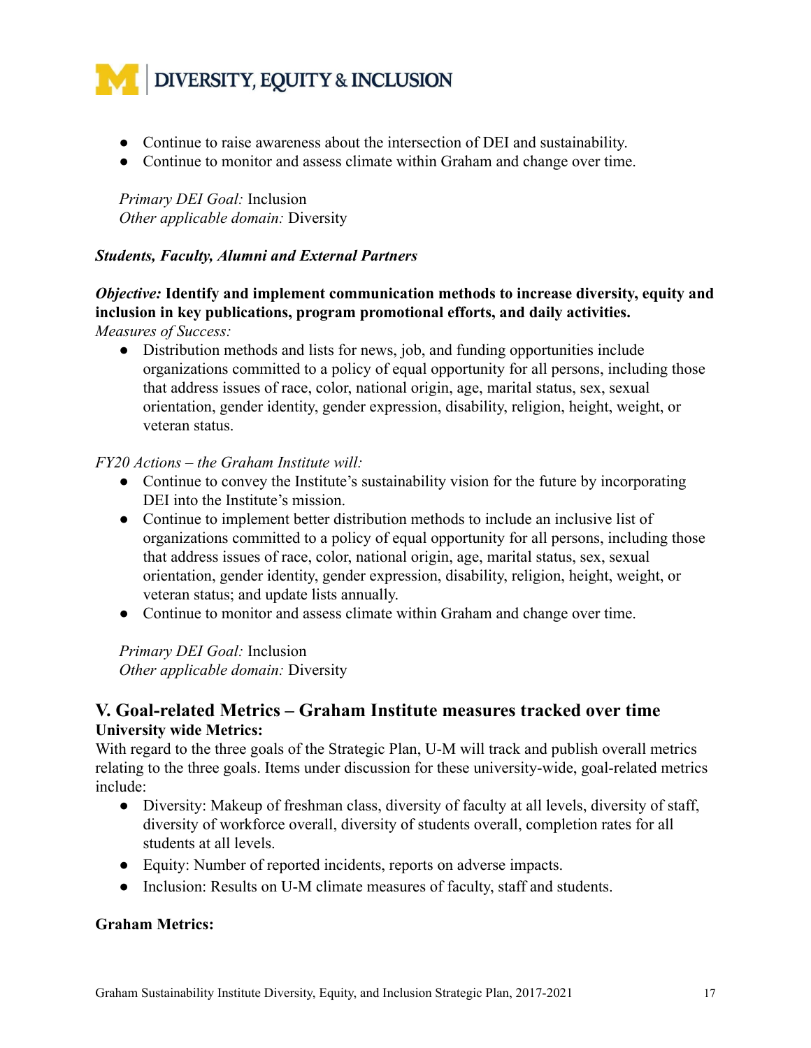- Continue to raise awareness about the intersection of DEI and sustainability.
- Continue to monitor and assess climate within Graham and change over time.

*Primary DEI Goal:* Inclusion
*Other applicable domain:* Diversity

***Students, Faculty, Alumni and External Partners***

***Objective:*** **Identify and implement communication methods to increase diversity, equity and inclusion in key publications, program promotional efforts, and daily activities.**
*Measures of Success:*

- Distribution methods and lists for news, job, and funding opportunities include organizations committed to a policy of equal opportunity for all persons, including those that address issues of race, color, national origin, age, marital status, sex, sexual orientation, gender identity, gender expression, disability, religion, height, weight, or veteran status.

*FY20 Actions – the Graham Institute will:*

- Continue to convey the Institute's sustainability vision for the future by incorporating DEI into the Institute's mission.
- Continue to implement better distribution methods to include an inclusive list of organizations committed to a policy of equal opportunity for all persons, including those that address issues of race, color, national origin, age, marital status, sex, sexual orientation, gender identity, gender expression, disability, religion, height, weight, or veteran status; and update lists annually.
- Continue to monitor and assess climate within Graham and change over time.

*Primary DEI Goal:* Inclusion
*Other applicable domain:* Diversity

## V. Goal-related Metrics – Graham Institute measures tracked over time

**University wide Metrics:**

With regard to the three goals of the Strategic Plan, U-M will track and publish overall metrics relating to the three goals. Items under discussion for these university-wide, goal-related metrics include:

- Diversity: Makeup of freshman class, diversity of faculty at all levels, diversity of staff, diversity of workforce overall, diversity of students overall, completion rates for all students at all levels.
- Equity: Number of reported incidents, reports on adverse impacts.
- Inclusion: Results on U-M climate measures of faculty, staff and students.

**Graham Metrics:**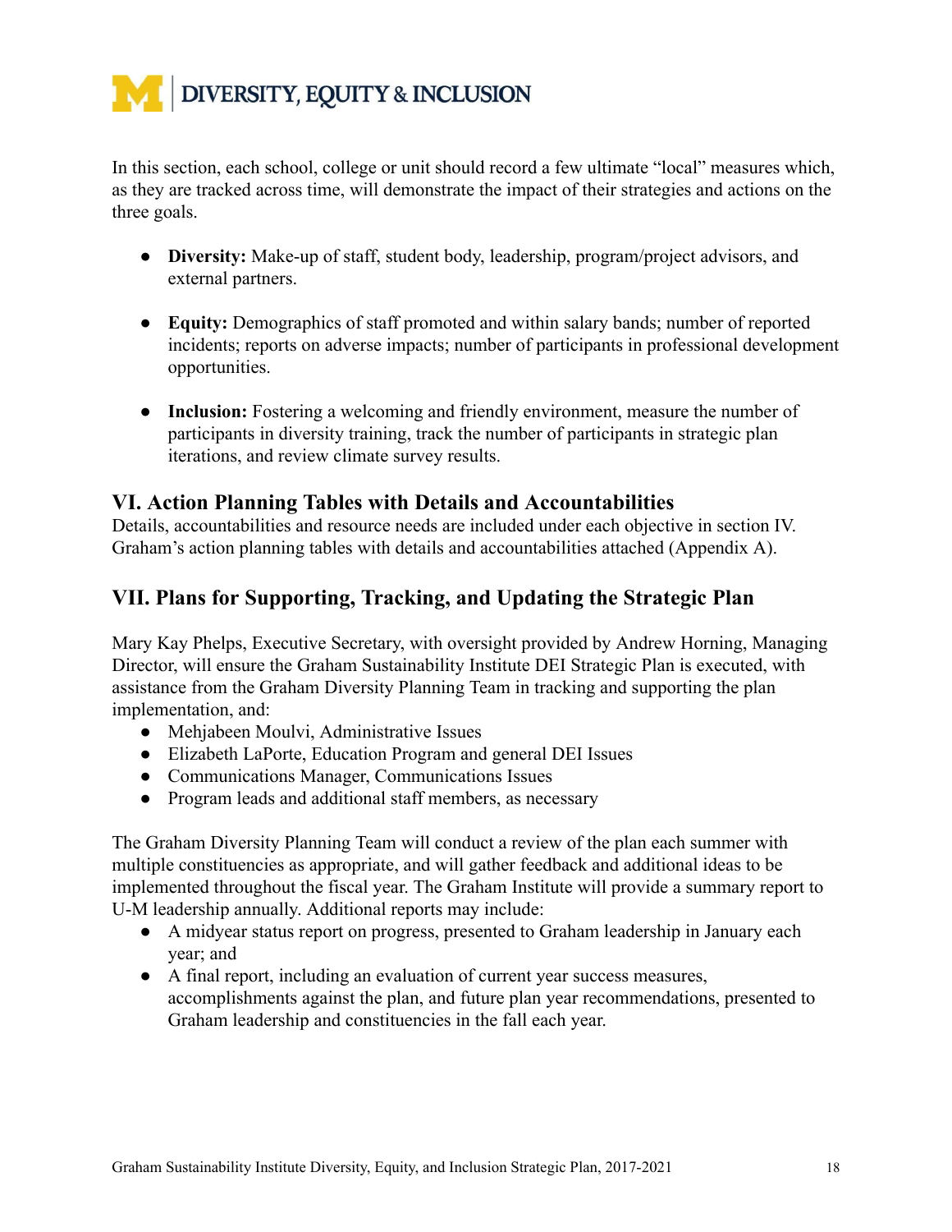In this section, each school, college or unit should record a few ultimate "local" measures which, as they are tracked across time, will demonstrate the impact of their strategies and actions on the three goals.

- **Diversity:** Make-up of staff, student body, leadership, program/project advisors, and external partners.
- **Equity:** Demographics of staff promoted and within salary bands; number of reported incidents; reports on adverse impacts; number of participants in professional development opportunities.
- **Inclusion:** Fostering a welcoming and friendly environment, measure the number of participants in diversity training, track the number of participants in strategic plan iterations, and review climate survey results.

## VI. Action Planning Tables with Details and Accountabilities

Details, accountabilities and resource needs are included under each objective in section IV. Graham's action planning tables with details and accountabilities attached (Appendix A).

## VII. Plans for Supporting, Tracking, and Updating the Strategic Plan

Mary Kay Phelps, Executive Secretary, with oversight provided by Andrew Horning, Managing Director, will ensure the Graham Sustainability Institute DEI Strategic Plan is executed, with assistance from the Graham Diversity Planning Team in tracking and supporting the plan implementation, and:

- Mehjabeen Moulvi, Administrative Issues
- Elizabeth LaPorte, Education Program and general DEI Issues
- Communications Manager, Communications Issues
- Program leads and additional staff members, as necessary

The Graham Diversity Planning Team will conduct a review of the plan each summer with multiple constituencies as appropriate, and will gather feedback and additional ideas to be implemented throughout the fiscal year. The Graham Institute will provide a summary report to U-M leadership annually. Additional reports may include:

- A midyear status report on progress, presented to Graham leadership in January each year; and
- A final report, including an evaluation of current year success measures, accomplishments against the plan, and future plan year recommendations, presented to Graham leadership and constituencies in the fall each year.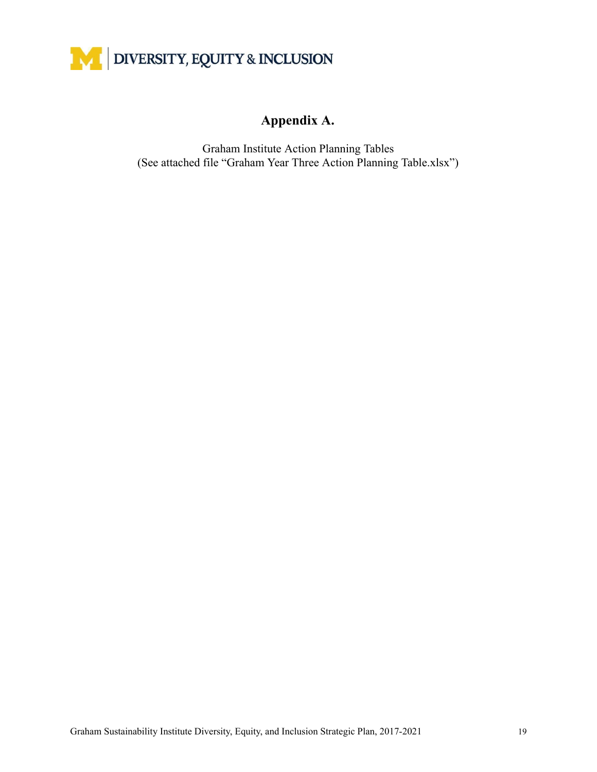# Appendix A.

Graham Institute Action Planning Tables
(See attached file “Graham Year Three Action Planning Table.xlsx”)